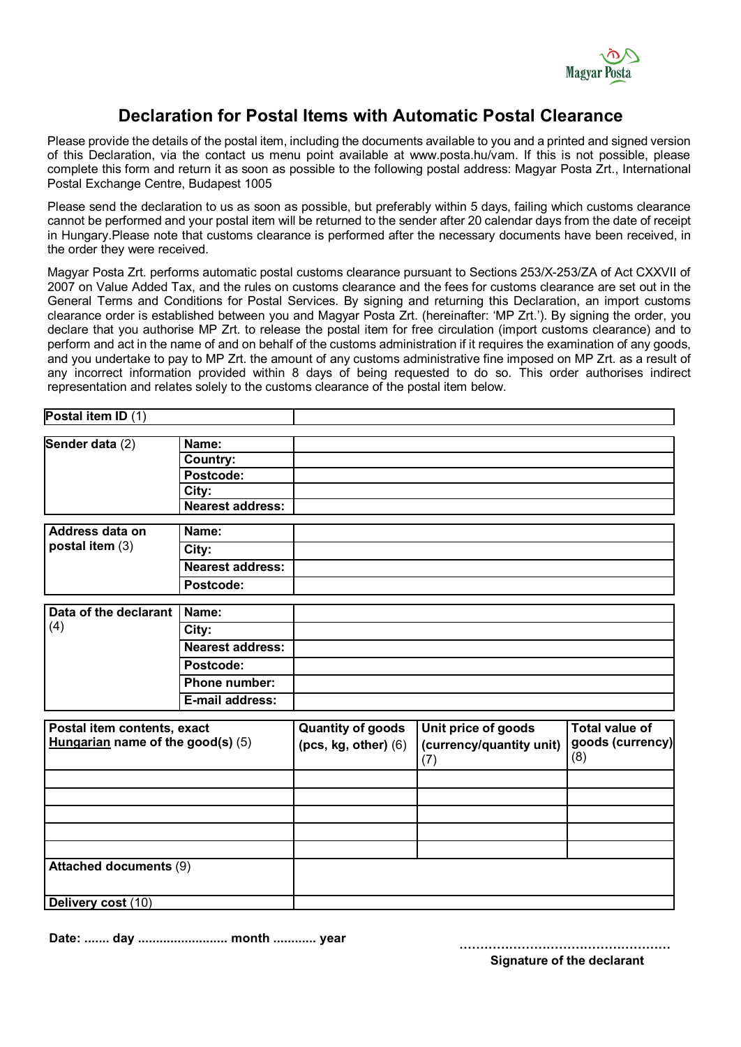Magyar Posta

# Declaration for Postal Items with Automatic Postal Clearance

Please provide the details of the postal item, including the documents available to you and a printed and signed version of this Declaration, via the contact us menu point available at www.posta.hu/vam. If this is not possible, please complete this form and return it as soon as possible to the following postal address: Magyar Posta Zrt., International Postal Exchange Centre, Budapest 1005

Please send the declaration to us as soon as possible, but preferably within 5 days, failing which customs clearance cannot be performed and your postal item will be returned to the sender after 20 calendar days from the date of receipt in Hungary.Please note that customs clearance is performed after the necessary documents have been received, in the order they were received.

Magyar Posta Zrt. performs automatic postal customs clearance pursuant to Sections 253/X-253/ZA of Act CXXVII of 2007 on Value Added Tax, and the rules on customs clearance and the fees for customs clearance are set out in the General Terms and Conditions for Postal Services. By signing and returning this Declaration, an import customs clearance order is established between you and Magyar Posta Zrt. (hereinafter: 'MP Zrt.'). By signing the order, you declare that you authorise MP Zrt. to release the postal item for free circulation (import customs clearance) and to perform and act in the name of and on behalf of the customs administration if it requires the examination of any goods, and you undertake to pay to MP Zrt. the amount of any customs administrative fine imposed on MP Zrt. as a result of any incorrect information provided within 8 days of being requested to do so. This order authorises indirect representation and relates solely to the customs clearance of the postal item below.

| **Postal item ID** (1) | |
|---|---|

| **Sender data** (2) | **Name:** | |
|---|---|---|
| | **Country:** | |
| | **Postcode:** | |
| | **City:** | |
| | **Nearest address:** | |

| **Address data on postal item** (3) | **Name:** | |
|---|---|---|
| | **City:** | |
| | **Nearest address:** | |
| | **Postcode:** | |

| **Data of the declarant** (4) | **Name:** | |
|---|---|---|
| | **City:** | |
| | **Nearest address:** | |
| | **Postcode:** | |
| | **Phone number:** | |
| | **E-mail address:** | |

| **Postal item contents, exact Hungarian name of the good(s)** (5) | **Quantity of goods (pcs, kg, other)** (6) | **Unit price of goods (currency/quantity unit)** (7) | **Total value of goods (currency)** (8) |
|---|---|---|---|
| | | | |
| | | | |
| | | | |
| | | | |
| | | | |
| **Attached documents** (9) | | | |
| **Delivery cost** (10) | | | |

**Date: ....... day ......................... month ............ year**

……………………………………………

**Signature of the declarant**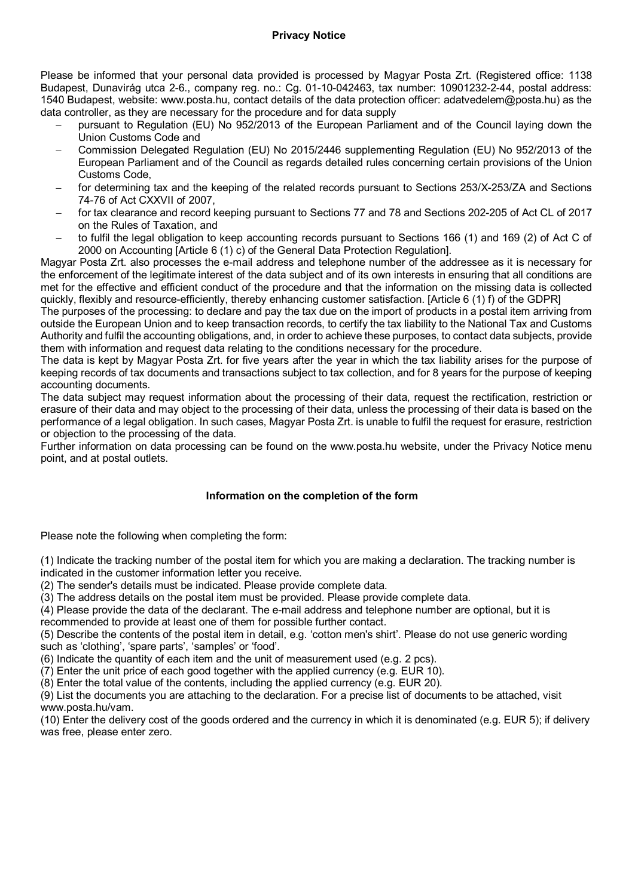## Privacy Notice

Please be informed that your personal data provided is processed by Magyar Posta Zrt. (Registered office: 1138 Budapest, Dunavirág utca 2-6., company reg. no.: Cg. 01-10-042463, tax number: 10901232-2-44, postal address: 1540 Budapest, website: www.posta.hu, contact details of the data protection officer: adatvedelem@posta.hu) as the data controller, as they are necessary for the procedure and for data supply

- pursuant to Regulation (EU) No 952/2013 of the European Parliament and of the Council laying down the Union Customs Code and
- Commission Delegated Regulation (EU) No 2015/2446 supplementing Regulation (EU) No 952/2013 of the European Parliament and of the Council as regards detailed rules concerning certain provisions of the Union Customs Code,
- for determining tax and the keeping of the related records pursuant to Sections 253/X-253/ZA and Sections 74-76 of Act CXXVII of 2007,
- for tax clearance and record keeping pursuant to Sections 77 and 78 and Sections 202-205 of Act CL of 2017 on the Rules of Taxation, and
- to fulfil the legal obligation to keep accounting records pursuant to Sections 166 (1) and 169 (2) of Act C of 2000 on Accounting [Article 6 (1) c) of the General Data Protection Regulation].

Magyar Posta Zrt. also processes the e-mail address and telephone number of the addressee as it is necessary for the enforcement of the legitimate interest of the data subject and of its own interests in ensuring that all conditions are met for the effective and efficient conduct of the procedure and that the information on the missing data is collected quickly, flexibly and resource-efficiently, thereby enhancing customer satisfaction. [Article 6 (1) f) of the GDPR]

The purposes of the processing: to declare and pay the tax due on the import of products in a postal item arriving from outside the European Union and to keep transaction records, to certify the tax liability to the National Tax and Customs Authority and fulfil the accounting obligations, and, in order to achieve these purposes, to contact data subjects, provide them with information and request data relating to the conditions necessary for the procedure.

The data is kept by Magyar Posta Zrt. for five years after the year in which the tax liability arises for the purpose of keeping records of tax documents and transactions subject to tax collection, and for 8 years for the purpose of keeping accounting documents.

The data subject may request information about the processing of their data, request the rectification, restriction or erasure of their data and may object to the processing of their data, unless the processing of their data is based on the performance of a legal obligation. In such cases, Magyar Posta Zrt. is unable to fulfil the request for erasure, restriction or objection to the processing of the data.

Further information on data processing can be found on the www.posta.hu website, under the Privacy Notice menu point, and at postal outlets.

## Information on the completion of the form

Please note the following when completing the form:

(1) Indicate the tracking number of the postal item for which you are making a declaration. The tracking number is indicated in the customer information letter you receive.
(2) The sender's details must be indicated. Please provide complete data.
(3) The address details on the postal item must be provided. Please provide complete data.
(4) Please provide the data of the declarant. The e-mail address and telephone number are optional, but it is recommended to provide at least one of them for possible further contact.
(5) Describe the contents of the postal item in detail, e.g. 'cotton men's shirt'. Please do not use generic wording such as 'clothing', 'spare parts', 'samples' or 'food'.
(6) Indicate the quantity of each item and the unit of measurement used (e.g. 2 pcs).
(7) Enter the unit price of each good together with the applied currency (e.g. EUR 10).
(8) Enter the total value of the contents, including the applied currency (e.g. EUR 20).
(9) List the documents you are attaching to the declaration. For a precise list of documents to be attached, visit www.posta.hu/vam.
(10) Enter the delivery cost of the goods ordered and the currency in which it is denominated (e.g. EUR 5); if delivery was free, please enter zero.